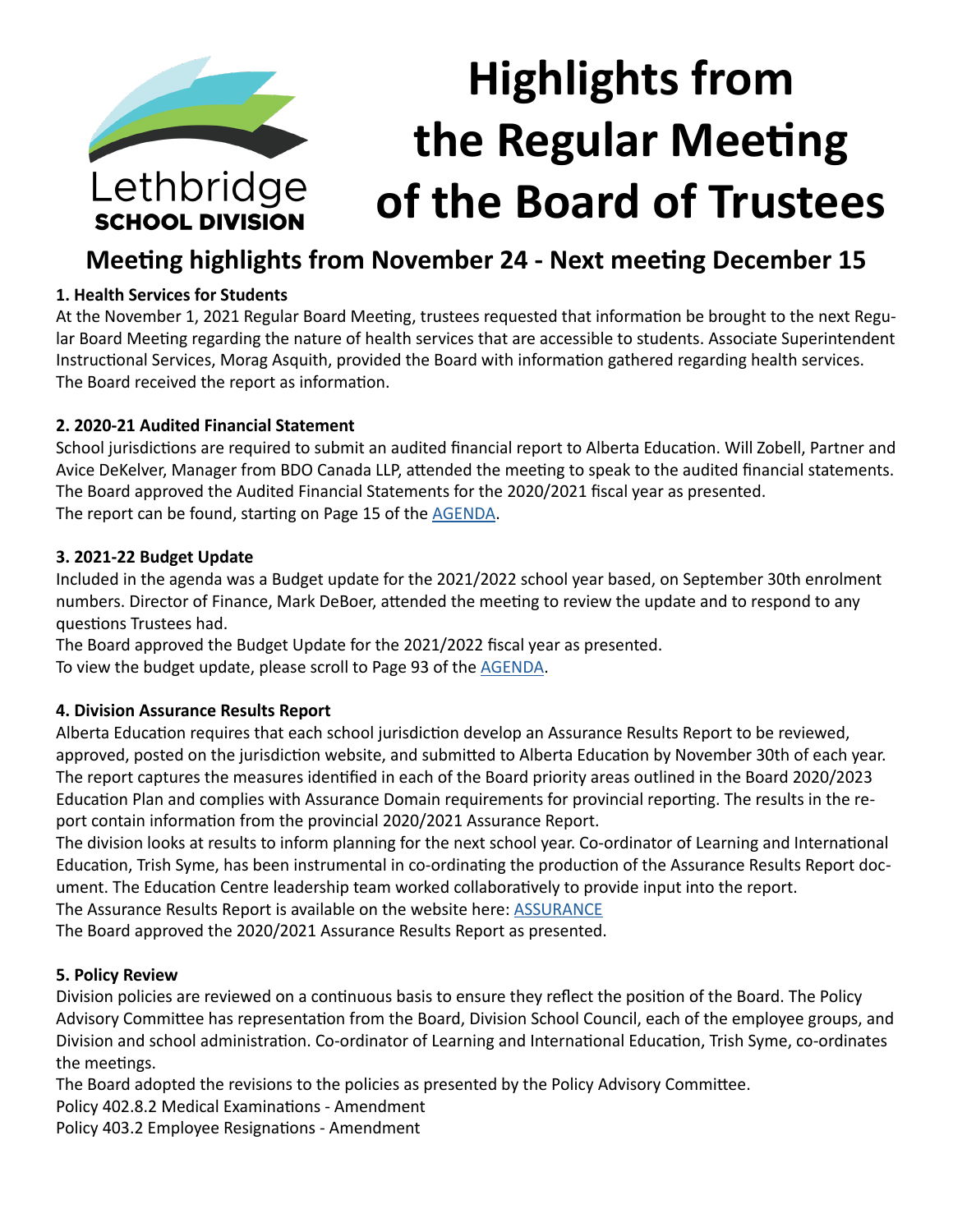Lethbridge SCHOOL DIVISION

# Highlights from the Regular Meeting of the Board of Trustees

## Meeting highlights from November 24 - Next meeting December 15

### 1. Health Services for Students

At the November 1, 2021 Regular Board Meeting, trustees requested that information be brought to the next Regular Board Meeting regarding the nature of health services that are accessible to students. Associate Superintendent Instructional Services, Morag Asquith, provided the Board with information gathered regarding health services. The Board received the report as information.

### 2. 2020-21 Audited Financial Statement

School jurisdictions are required to submit an audited financial report to Alberta Education. Will Zobell, Partner and Avice DeKelver, Manager from BDO Canada LLP, attended the meeting to speak to the audited financial statements. The Board approved the Audited Financial Statements for the 2020/2021 fiscal year as presented.
The report can be found, starting on Page 15 of the AGENDA.

### 3. 2021-22 Budget Update

Included in the agenda was a Budget update for the 2021/2022 school year based, on September 30th enrolment numbers. Director of Finance, Mark DeBoer, attended the meeting to review the update and to respond to any questions Trustees had.
The Board approved the Budget Update for the 2021/2022 fiscal year as presented.
To view the budget update, please scroll to Page 93 of the AGENDA.

### 4. Division Assurance Results Report

Alberta Education requires that each school jurisdiction develop an Assurance Results Report to be reviewed, approved, posted on the jurisdiction website, and submitted to Alberta Education by November 30th of each year. The report captures the measures identified in each of the Board priority areas outlined in the Board 2020/2023 Education Plan and complies with Assurance Domain requirements for provincial reporting. The results in the report contain information from the provincial 2020/2021 Assurance Report.
The division looks at results to inform planning for the next school year. Co-ordinator of Learning and International Education, Trish Syme, has been instrumental in co-ordinating the production of the Assurance Results Report document. The Education Centre leadership team worked collaboratively to provide input into the report.
The Assurance Results Report is available on the website here: ASSURANCE
The Board approved the 2020/2021 Assurance Results Report as presented.

### 5. Policy Review

Division policies are reviewed on a continuous basis to ensure they reflect the position of the Board. The Policy Advisory Committee has representation from the Board, Division School Council, each of the employee groups, and Division and school administration. Co-ordinator of Learning and International Education, Trish Syme, co-ordinates the meetings.
The Board adopted the revisions to the policies as presented by the Policy Advisory Committee.
Policy 402.8.2 Medical Examinations - Amendment
Policy 403.2 Employee Resignations - Amendment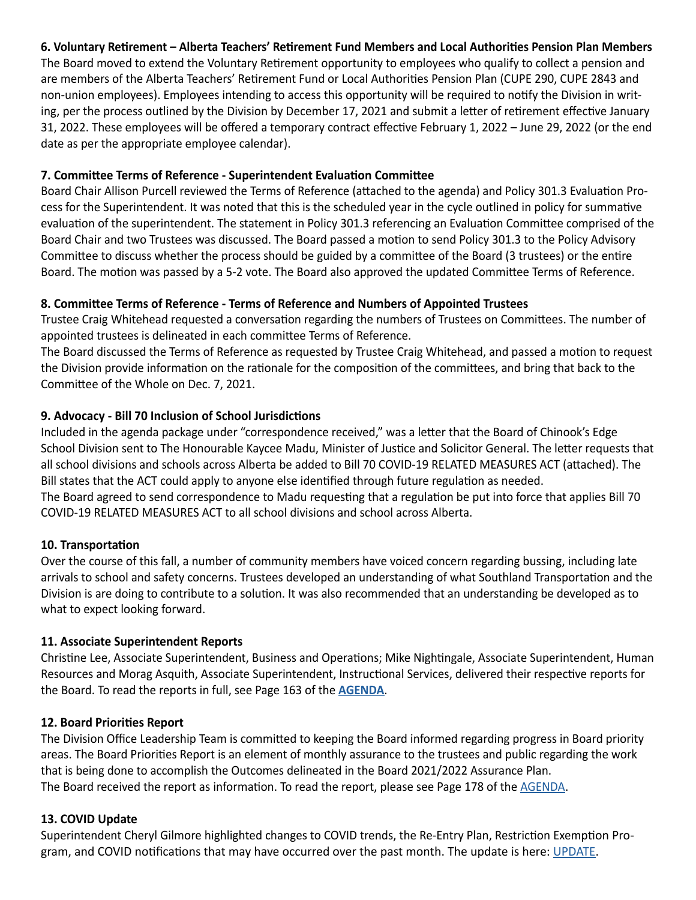**6. Voluntary Retirement – Alberta Teachers' Retirement Fund Members and Local Authorities Pension Plan Members**
The Board moved to extend the Voluntary Retirement opportunity to employees who qualify to collect a pension and are members of the Alberta Teachers' Retirement Fund or Local Authorities Pension Plan (CUPE 290, CUPE 2843 and non-union employees). Employees intending to access this opportunity will be required to notify the Division in writing, per the process outlined by the Division by December 17, 2021 and submit a letter of retirement effective January 31, 2022. These employees will be offered a temporary contract effective February 1, 2022 – June 29, 2022 (or the end date as per the appropriate employee calendar).

**7. Committee Terms of Reference - Superintendent Evaluation Committee**
Board Chair Allison Purcell reviewed the Terms of Reference (attached to the agenda) and Policy 301.3 Evaluation Process for the Superintendent. It was noted that this is the scheduled year in the cycle outlined in policy for summative evaluation of the superintendent. The statement in Policy 301.3 referencing an Evaluation Committee comprised of the Board Chair and two Trustees was discussed. The Board passed a motion to send Policy 301.3 to the Policy Advisory Committee to discuss whether the process should be guided by a committee of the Board (3 trustees) or the entire Board. The motion was passed by a 5-2 vote. The Board also approved the updated Committee Terms of Reference.

**8. Committee Terms of Reference - Terms of Reference and Numbers of Appointed Trustees**
Trustee Craig Whitehead requested a conversation regarding the numbers of Trustees on Committees. The number of appointed trustees is delineated in each committee Terms of Reference.
The Board discussed the Terms of Reference as requested by Trustee Craig Whitehead, and passed a motion to request the Division provide information on the rationale for the composition of the committees, and bring that back to the Committee of the Whole on Dec. 7, 2021.

**9. Advocacy - Bill 70 Inclusion of School Jurisdictions**
Included in the agenda package under "correspondence received," was a letter that the Board of Chinook's Edge School Division sent to The Honourable Kaycee Madu, Minister of Justice and Solicitor General. The letter requests that all school divisions and schools across Alberta be added to Bill 70 COVID-19 RELATED MEASURES ACT (attached). The Bill states that the ACT could apply to anyone else identified through future regulation as needed.
The Board agreed to send correspondence to Madu requesting that a regulation be put into force that applies Bill 70 COVID-19 RELATED MEASURES ACT to all school divisions and school across Alberta.

**10. Transportation**
Over the course of this fall, a number of community members have voiced concern regarding bussing, including late arrivals to school and safety concerns. Trustees developed an understanding of what Southland Transportation and the Division is are doing to contribute to a solution. It was also recommended that an understanding be developed as to what to expect looking forward.

**11. Associate Superintendent Reports**
Christine Lee, Associate Superintendent, Business and Operations; Mike Nightingale, Associate Superintendent, Human Resources and Morag Asquith, Associate Superintendent, Instructional Services, delivered their respective reports for the Board. To read the reports in full, see Page 163 of the **AGENDA**.

**12. Board Priorities Report**
The Division Office Leadership Team is committed to keeping the Board informed regarding progress in Board priority areas. The Board Priorities Report is an element of monthly assurance to the trustees and public regarding the work that is being done to accomplish the Outcomes delineated in the Board 2021/2022 Assurance Plan.
The Board received the report as information. To read the report, please see Page 178 of the AGENDA.

**13. COVID Update**
Superintendent Cheryl Gilmore highlighted changes to COVID trends, the Re-Entry Plan, Restriction Exemption Program, and COVID notifications that may have occurred over the past month. The update is here: UPDATE.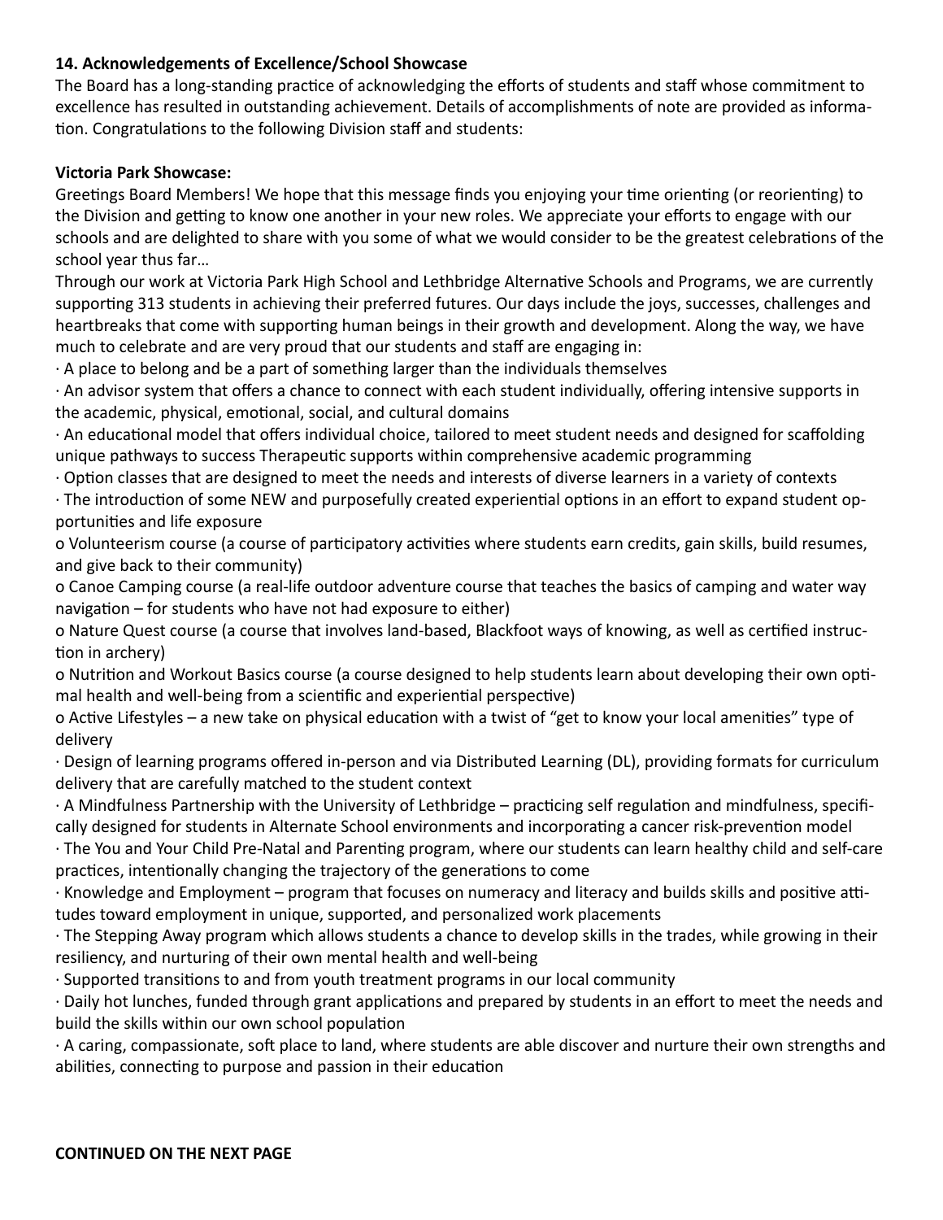**14. Acknowledgements of Excellence/School Showcase**

The Board has a long-standing practice of acknowledging the efforts of students and staff whose commitment to excellence has resulted in outstanding achievement. Details of accomplishments of note are provided as information. Congratulations to the following Division staff and students:

**Victoria Park Showcase:**

Greetings Board Members! We hope that this message finds you enjoying your time orienting (or reorienting) to the Division and getting to know one another in your new roles. We appreciate your efforts to engage with our schools and are delighted to share with you some of what we would consider to be the greatest celebrations of the school year thus far…

Through our work at Victoria Park High School and Lethbridge Alternative Schools and Programs, we are currently supporting 313 students in achieving their preferred futures. Our days include the joys, successes, challenges and heartbreaks that come with supporting human beings in their growth and development. Along the way, we have much to celebrate and are very proud that our students and staff are engaging in:

- A place to belong and be a part of something larger than the individuals themselves
- An advisor system that offers a chance to connect with each student individually, offering intensive supports in the academic, physical, emotional, social, and cultural domains
- An educational model that offers individual choice, tailored to meet student needs and designed for scaffolding unique pathways to success Therapeutic supports within comprehensive academic programming
- Option classes that are designed to meet the needs and interests of diverse learners in a variety of contexts
- The introduction of some NEW and purposefully created experiential options in an effort to expand student opportunities and life exposure
  - Volunteerism course (a course of participatory activities where students earn credits, gain skills, build resumes, and give back to their community)
  - Canoe Camping course (a real-life outdoor adventure course that teaches the basics of camping and water way navigation – for students who have not had exposure to either)
  - Nature Quest course (a course that involves land-based, Blackfoot ways of knowing, as well as certified instruction in archery)
  - Nutrition and Workout Basics course (a course designed to help students learn about developing their own optimal health and well-being from a scientific and experiential perspective)
  - Active Lifestyles – a new take on physical education with a twist of "get to know your local amenities" type of delivery
- Design of learning programs offered in-person and via Distributed Learning (DL), providing formats for curriculum delivery that are carefully matched to the student context
- A Mindfulness Partnership with the University of Lethbridge – practicing self regulation and mindfulness, specifically designed for students in Alternate School environments and incorporating a cancer risk-prevention model
- The You and Your Child Pre-Natal and Parenting program, where our students can learn healthy child and self-care practices, intentionally changing the trajectory of the generations to come
- Knowledge and Employment – program that focuses on numeracy and literacy and builds skills and positive attitudes toward employment in unique, supported, and personalized work placements
- The Stepping Away program which allows students a chance to develop skills in the trades, while growing in their resiliency, and nurturing of their own mental health and well-being
- Supported transitions to and from youth treatment programs in our local community
- Daily hot lunches, funded through grant applications and prepared by students in an effort to meet the needs and build the skills within our own school population
- A caring, compassionate, soft place to land, where students are able discover and nurture their own strengths and abilities, connecting to purpose and passion in their education

**CONTINUED ON THE NEXT PAGE**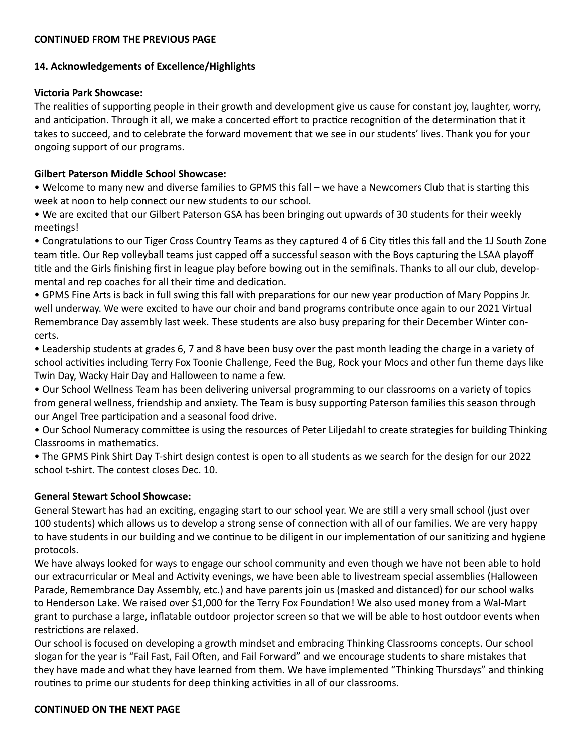**CONTINUED FROM THE PREVIOUS PAGE**

## 14. Acknowledgements of Excellence/Highlights

### Victoria Park Showcase:

The realities of supporting people in their growth and development give us cause for constant joy, laughter, worry, and anticipation. Through it all, we make a concerted effort to practice recognition of the determination that it takes to succeed, and to celebrate the forward movement that we see in our students' lives. Thank you for your ongoing support of our programs.

### Gilbert Paterson Middle School Showcase:

- Welcome to many new and diverse families to GPMS this fall – we have a Newcomers Club that is starting this week at noon to help connect our new students to our school.
- We are excited that our Gilbert Paterson GSA has been bringing out upwards of 30 students for their weekly meetings!
- Congratulations to our Tiger Cross Country Teams as they captured 4 of 6 City titles this fall and the 1J South Zone team title. Our Rep volleyball teams just capped off a successful season with the Boys capturing the LSAA playoff title and the Girls finishing first in league play before bowing out in the semifinals. Thanks to all our club, developmental and rep coaches for all their time and dedication.
- GPMS Fine Arts is back in full swing this fall with preparations for our new year production of Mary Poppins Jr. well underway. We were excited to have our choir and band programs contribute once again to our 2021 Virtual Remembrance Day assembly last week. These students are also busy preparing for their December Winter concerts.
- Leadership students at grades 6, 7 and 8 have been busy over the past month leading the charge in a variety of school activities including Terry Fox Toonie Challenge, Feed the Bug, Rock your Mocs and other fun theme days like Twin Day, Wacky Hair Day and Halloween to name a few.
- Our School Wellness Team has been delivering universal programming to our classrooms on a variety of topics from general wellness, friendship and anxiety. The Team is busy supporting Paterson families this season through our Angel Tree participation and a seasonal food drive.
- Our School Numeracy committee is using the resources of Peter Liljedahl to create strategies for building Thinking Classrooms in mathematics.
- The GPMS Pink Shirt Day T-shirt design contest is open to all students as we search for the design for our 2022 school t-shirt. The contest closes Dec. 10.

### General Stewart School Showcase:

General Stewart has had an exciting, engaging start to our school year. We are still a very small school (just over 100 students) which allows us to develop a strong sense of connection with all of our families. We are very happy to have students in our building and we continue to be diligent in our implementation of our sanitizing and hygiene protocols.

We have always looked for ways to engage our school community and even though we have not been able to hold our extracurricular or Meal and Activity evenings, we have been able to livestream special assemblies (Halloween Parade, Remembrance Day Assembly, etc.) and have parents join us (masked and distanced) for our school walks to Henderson Lake. We raised over $1,000 for the Terry Fox Foundation! We also used money from a Wal-Mart grant to purchase a large, inflatable outdoor projector screen so that we will be able to host outdoor events when restrictions are relaxed.

Our school is focused on developing a growth mindset and embracing Thinking Classrooms concepts. Our school slogan for the year is "Fail Fast, Fail Often, and Fail Forward" and we encourage students to share mistakes that they have made and what they have learned from them. We have implemented "Thinking Thursdays" and thinking routines to prime our students for deep thinking activities in all of our classrooms.

**CONTINUED ON THE NEXT PAGE**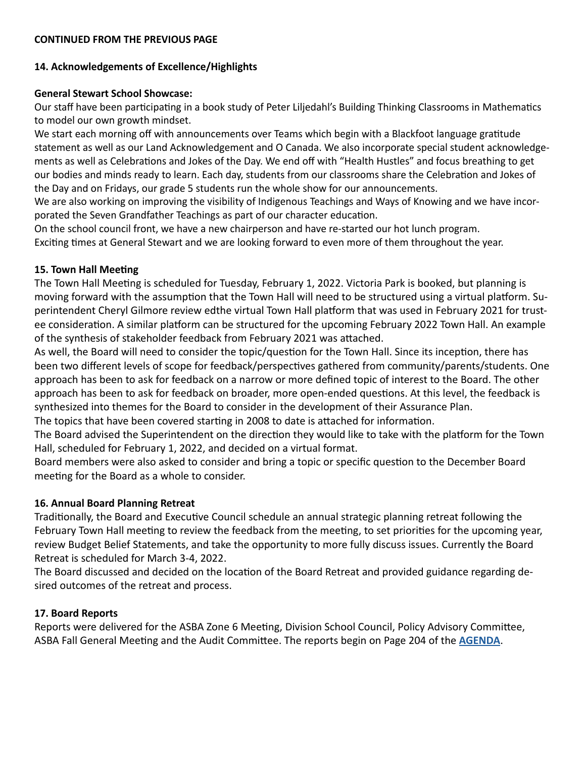**CONTINUED FROM THE PREVIOUS PAGE**

## 14. Acknowledgements of Excellence/Highlights

**General Stewart School Showcase:**

Our staff have been participating in a book study of Peter Liljedahl's Building Thinking Classrooms in Mathematics to model our own growth mindset.

We start each morning off with announcements over Teams which begin with a Blackfoot language gratitude statement as well as our Land Acknowledgement and O Canada. We also incorporate special student acknowledgements as well as Celebrations and Jokes of the Day. We end off with "Health Hustles" and focus breathing to get our bodies and minds ready to learn. Each day, students from our classrooms share the Celebration and Jokes of the Day and on Fridays, our grade 5 students run the whole show for our announcements.

We are also working on improving the visibility of Indigenous Teachings and Ways of Knowing and we have incorporated the Seven Grandfather Teachings as part of our character education.

On the school council front, we have a new chairperson and have re-started our hot lunch program.

Exciting times at General Stewart and we are looking forward to even more of them throughout the year.

## 15. Town Hall Meeting

The Town Hall Meeting is scheduled for Tuesday, February 1, 2022. Victoria Park is booked, but planning is moving forward with the assumption that the Town Hall will need to be structured using a virtual platform. Superintendent Cheryl Gilmore review edthe virtual Town Hall platform that was used in February 2021 for trustee consideration. A similar platform can be structured for the upcoming February 2022 Town Hall. An example of the synthesis of stakeholder feedback from February 2021 was attached.

As well, the Board will need to consider the topic/question for the Town Hall. Since its inception, there has been two different levels of scope for feedback/perspectives gathered from community/parents/students. One approach has been to ask for feedback on a narrow or more defined topic of interest to the Board. The other approach has been to ask for feedback on broader, more open-ended questions. At this level, the feedback is synthesized into themes for the Board to consider in the development of their Assurance Plan.

The topics that have been covered starting in 2008 to date is attached for information.

The Board advised the Superintendent on the direction they would like to take with the platform for the Town Hall, scheduled for February 1, 2022, and decided on a virtual format.

Board members were also asked to consider and bring a topic or specific question to the December Board meeting for the Board as a whole to consider.

## 16. Annual Board Planning Retreat

Traditionally, the Board and Executive Council schedule an annual strategic planning retreat following the February Town Hall meeting to review the feedback from the meeting, to set priorities for the upcoming year, review Budget Belief Statements, and take the opportunity to more fully discuss issues. Currently the Board Retreat is scheduled for March 3-4, 2022.

The Board discussed and decided on the location of the Board Retreat and provided guidance regarding desired outcomes of the retreat and process.

## 17. Board Reports

Reports were delivered for the ASBA Zone 6 Meeting, Division School Council, Policy Advisory Committee, ASBA Fall General Meeting and the Audit Committee. The reports begin on Page 204 of the **AGENDA**.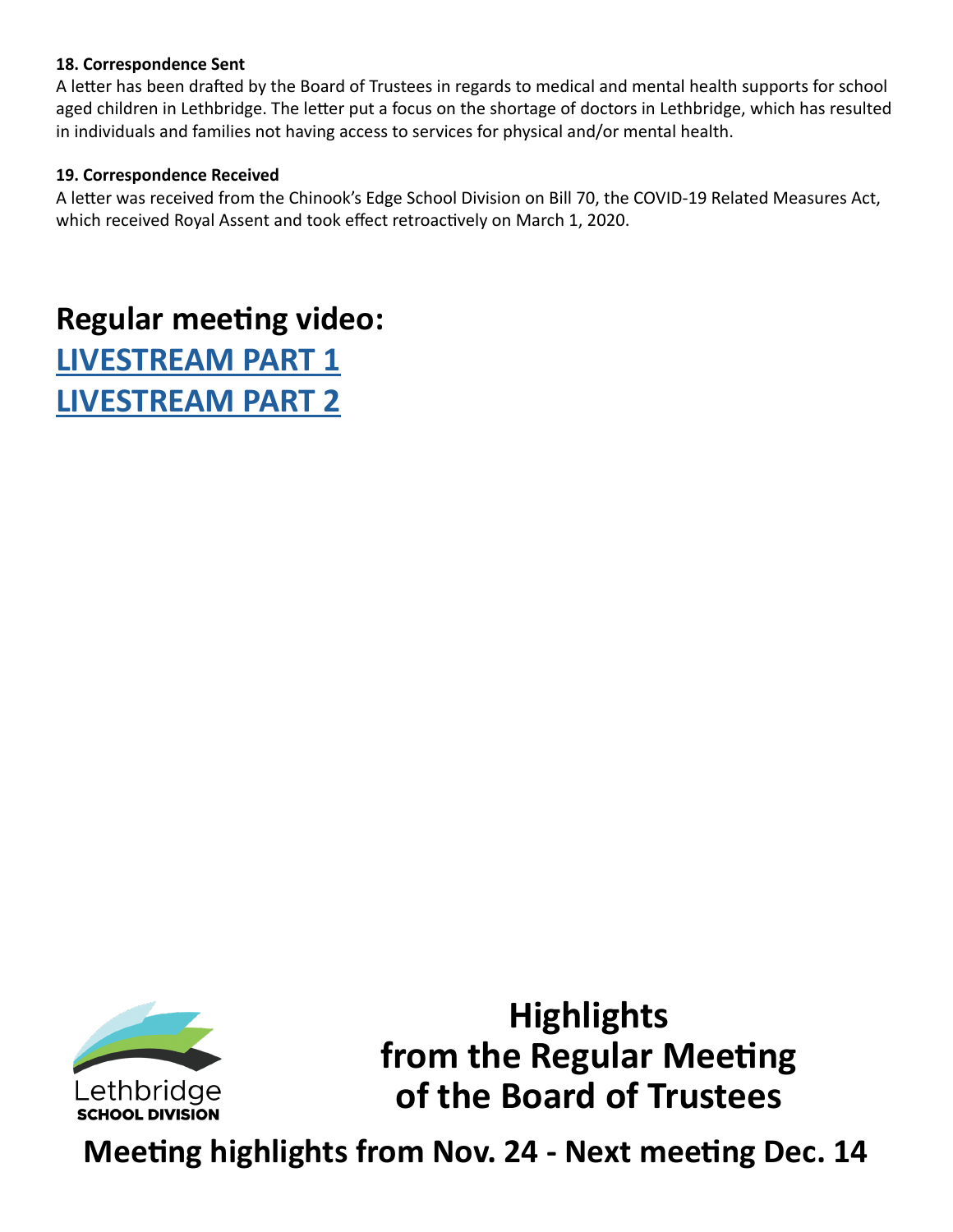**18. Correspondence Sent**

A letter has been drafted by the Board of Trustees in regards to medical and mental health supports for school aged children in Lethbridge. The letter put a focus on the shortage of doctors in Lethbridge, which has resulted in individuals and families not having access to services for physical and/or mental health.

**19. Correspondence Received**

A letter was received from the Chinook's Edge School Division on Bill 70, the COVID-19 Related Measures Act, which received Royal Assent and took effect retroactively on March 1, 2020.

## Regular meeting video:

## LIVESTREAM PART 1

## LIVESTREAM PART 2

Lethbridge
SCHOOL DIVISION

# Highlights from the Regular Meeting of the Board of Trustees

## Meeting highlights from Nov. 24 - Next meeting Dec. 14